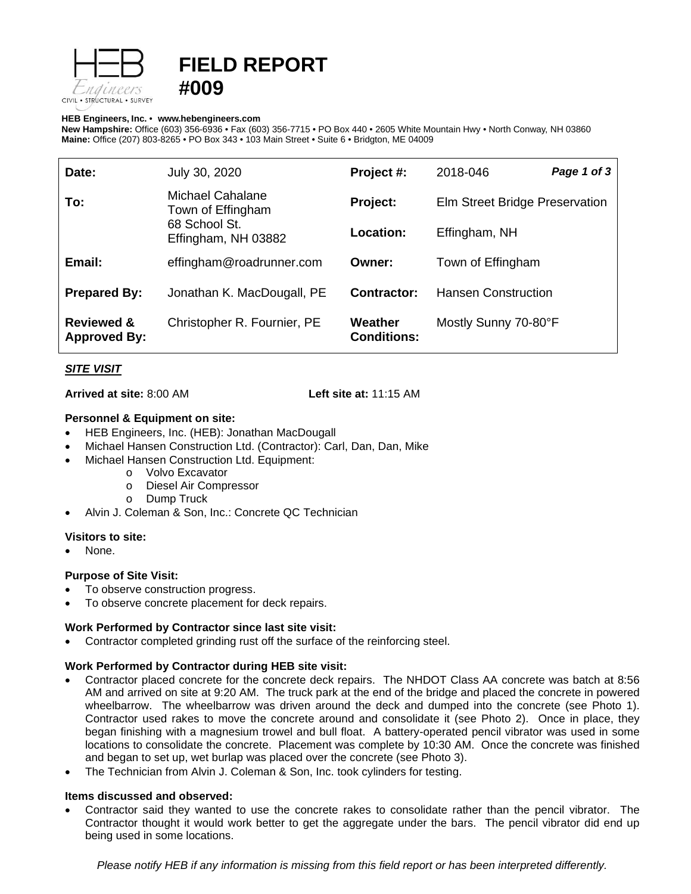# FIELD REPORT #009

**HEB Engineers, Inc.** • **www.hebengineers.com**
**New Hampshire:** Office (603) 356-6936 • Fax (603) 356-7715 • PO Box 440 • 2605 White Mountain Hwy • North Conway, NH 03860
**Maine:** Office (207) 803-8265 • PO Box 343 • 103 Main Street • Suite 6 • Bridgton, ME 04009

| | | | |
|---|---|---|---|
| **Date:** | July 30, 2020 | **Project #:** | 2018-046 ***Page 1 of 3*** |
| **To:** | Michael Cahalane<br>Town of Effingham<br>68 School St.<br>Effingham, NH 03882 | **Project:** | Elm Street Bridge Preservation |
| | | **Location:** | Effingham, NH |
| **Email:** | effingham@roadrunner.com | **Owner:** | Town of Effingham |
| **Prepared By:** | Jonathan K. MacDougall, PE | **Contractor:** | Hansen Construction |
| **Reviewed & Approved By:** | Christopher R. Fournier, PE | **Weather Conditions:** | Mostly Sunny 70-80°F |

***SITE VISIT***

**Arrived at site:** 8:00 AM **Left site at:** 11:15 AM

**Personnel & Equipment on site:**

- HEB Engineers, Inc. (HEB): Jonathan MacDougall
- Michael Hansen Construction Ltd. (Contractor): Carl, Dan, Dan, Mike
- Michael Hansen Construction Ltd. Equipment:
  - Volvo Excavator
  - Diesel Air Compressor
  - Dump Truck
- Alvin J. Coleman & Son, Inc.: Concrete QC Technician

**Visitors to site:**

- None.

**Purpose of Site Visit:**

- To observe construction progress.
- To observe concrete placement for deck repairs.

**Work Performed by Contractor since last site visit:**

- Contractor completed grinding rust off the surface of the reinforcing steel.

**Work Performed by Contractor during HEB site visit:**

- Contractor placed concrete for the concrete deck repairs. The NHDOT Class AA concrete was batch at 8:56 AM and arrived on site at 9:20 AM. The truck park at the end of the bridge and placed the concrete in powered wheelbarrow. The wheelbarrow was driven around the deck and dumped into the concrete (see Photo 1). Contractor used rakes to move the concrete around and consolidate it (see Photo 2). Once in place, they began finishing with a magnesium trowel and bull float. A battery-operated pencil vibrator was used in some locations to consolidate the concrete. Placement was complete by 10:30 AM. Once the concrete was finished and began to set up, wet burlap was placed over the concrete (see Photo 3).
- The Technician from Alvin J. Coleman & Son, Inc. took cylinders for testing.

**Items discussed and observed:**

- Contractor said they wanted to use the concrete rakes to consolidate rather than the pencil vibrator. The Contractor thought it would work better to get the aggregate under the bars. The pencil vibrator did end up being used in some locations.

*Please notify HEB if any information is missing from this field report or has been interpreted differently.*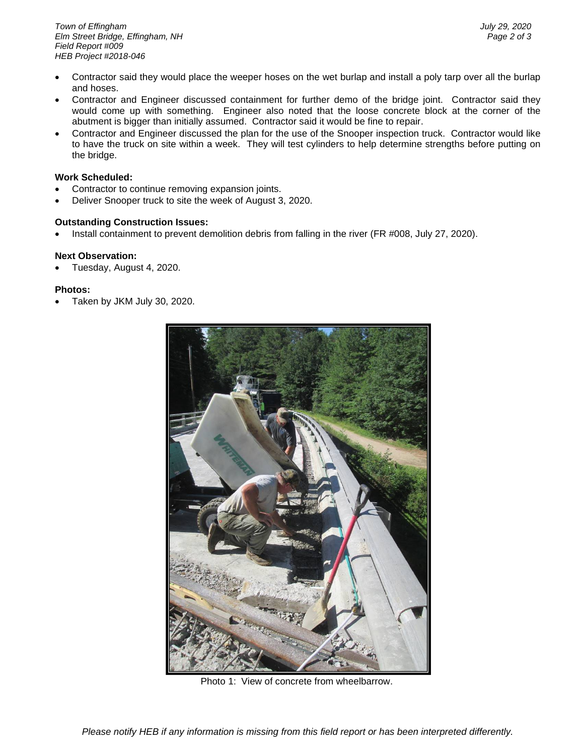- Contractor said they would place the weeper hoses on the wet burlap and install a poly tarp over all the burlap and hoses.
- Contractor and Engineer discussed containment for further demo of the bridge joint. Contractor said they would come up with something. Engineer also noted that the loose concrete block at the corner of the abutment is bigger than initially assumed. Contractor said it would be fine to repair.
- Contractor and Engineer discussed the plan for the use of the Snooper inspection truck. Contractor would like to have the truck on site within a week. They will test cylinders to help determine strengths before putting on the bridge.

**Work Scheduled:**

- Contractor to continue removing expansion joints.
- Deliver Snooper truck to site the week of August 3, 2020.

**Outstanding Construction Issues:**

- Install containment to prevent demolition debris from falling in the river (FR #008, July 27, 2020).

**Next Observation:**

- Tuesday, August 4, 2020.

**Photos:**

- Taken by JKM July 30, 2020.

Photo 1: View of concrete from wheelbarrow.

*Please notify HEB if any information is missing from this field report or has been interpreted differently.*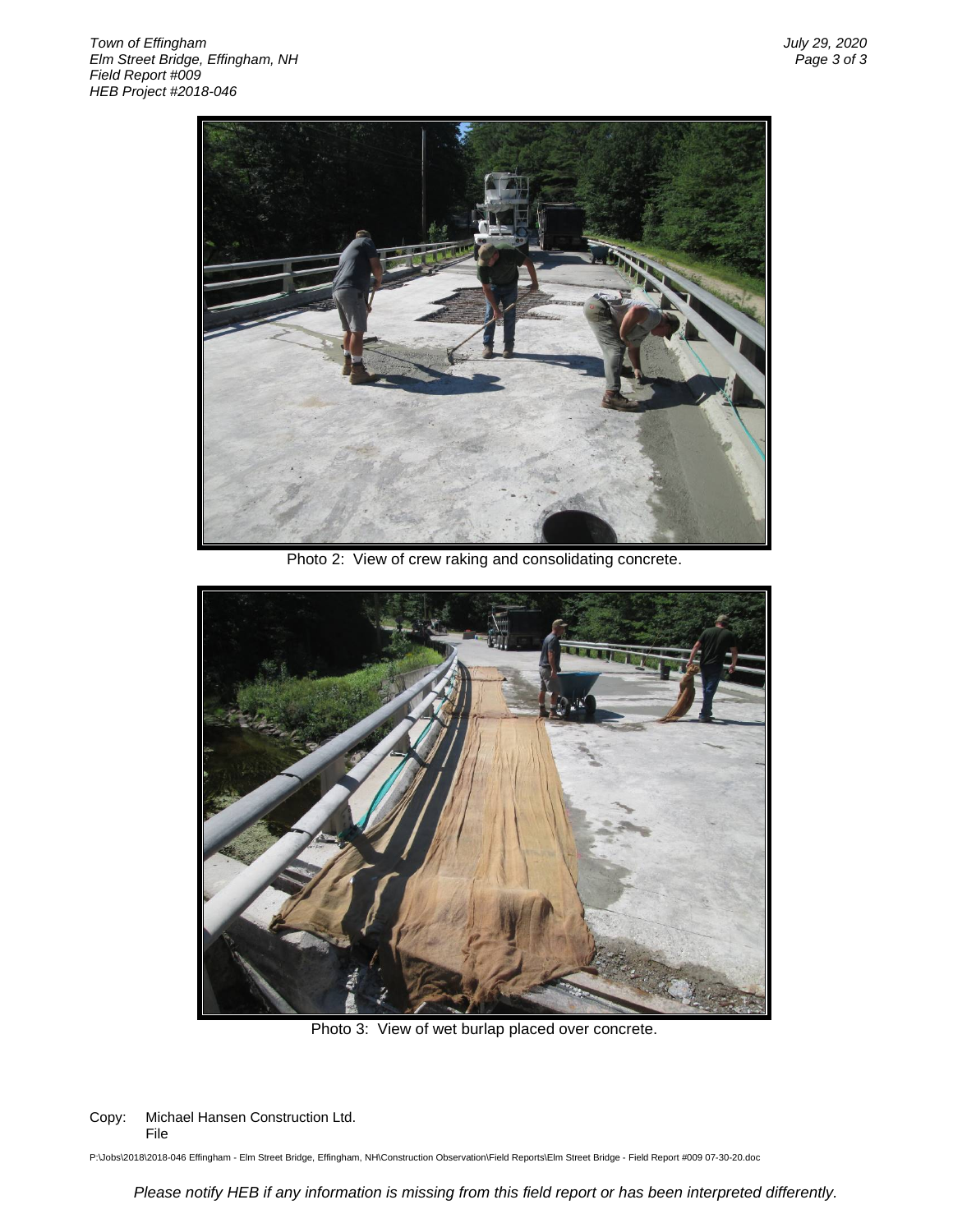Photo 2: View of crew raking and consolidating concrete.

Photo 3: View of wet burlap placed over concrete.

Copy: Michael Hansen Construction Ltd.
File

P:\Jobs\2018\2018-046 Effingham - Elm Street Bridge, Effingham, NH\Construction Observation\Field Reports\Elm Street Bridge - Field Report #009 07-30-20.doc

*Please notify HEB if any information is missing from this field report or has been interpreted differently.*